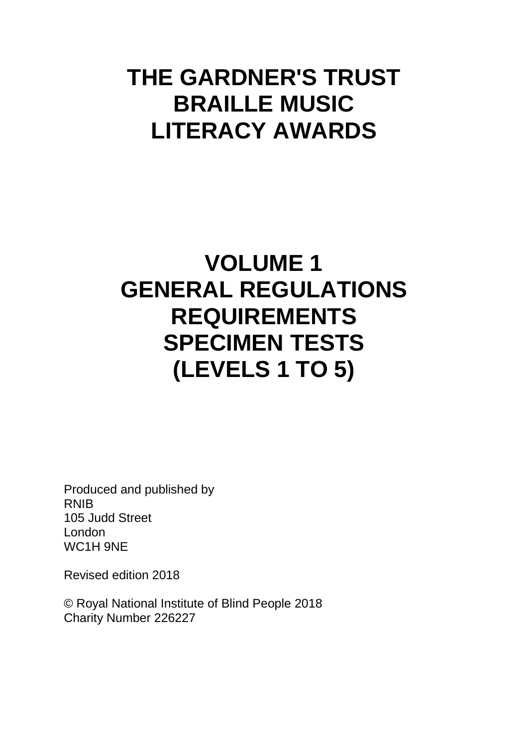# THE GARDNER'S TRUST BRAILLE MUSIC LITERACY AWARDS

# VOLUME 1
# GENERAL REGULATIONS
# REQUIREMENTS
# SPECIMEN TESTS
# (LEVELS 1 TO 5)

Produced and published by
RNIB
105 Judd Street
London
WC1H 9NE

Revised edition 2018

© Royal National Institute of Blind People 2018
Charity Number 226227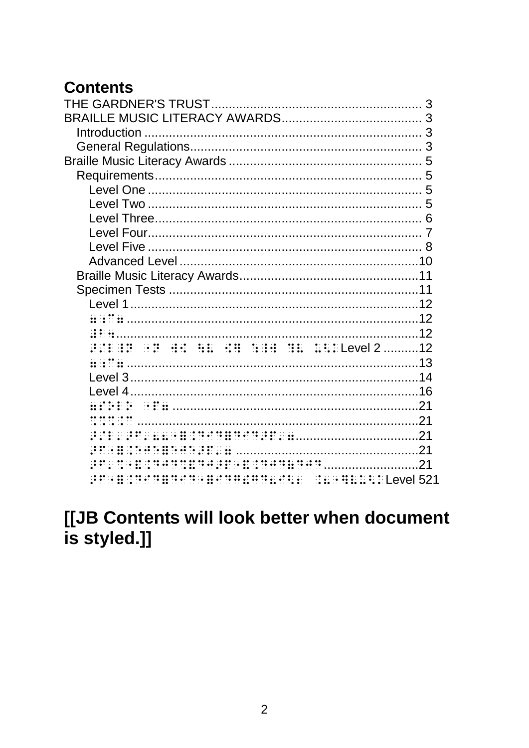## Contents

THE GARDNER'S TRUST ........................................................... 3
BRAILLE MUSIC LITERACY AWARDS ........................................ 3
- Introduction ............................................................................. 3
- General Regulations ................................................................. 3

Braille Music Literacy Awards ...................................................... 5
- Requirements ............................................................................ 5
  - Level One ............................................................................. 5
  - Level Two ............................................................................. 5
  - Level Three ........................................................................... 6
  - Level Four ............................................................................. 7
  - Level Five ............................................................................. 8
  - Advanced Level ................................................................... 10
- Braille Music Literacy Awards ................................................... 11
- Specimen Tests ....................................................................... 11
  - Level 1 ................................................................................. 12
  - ⠿⠅⠝⠿ ................................................................................. 12
  - ⠻⠃⠹ ..................................................................................... 12
  - ⠏⠉⠇⠇⠏ ⠐⠝ ⠙⠊ ⠳⠧ ⠩⠻ ⠳⠇⠙ ⠻⠧ ⠧⠳⠇Level 2 .......... 12
  - ⠿⠅⠝⠿ ................................................................................. 13
  - Level 3 ................................................................................. 14
  - Level 4 ................................................................................. 16
  - ⠿⠏⠕⠇⠕ ⠐⠝⠿ ...................................................................... 21
  - ⠟⠟⠟⠅⠝ ............................................................................. 21
  - ⠏⠉⠇⠇⠏⠇⠧⠇⠧⠐⠿⠇⠻⠩⠻⠿⠻⠩⠻⠏⠏⠇⠿ .................................. 21
  - ⠏⠏⠐⠿⠇⠳⠩⠳⠿⠳⠩⠳⠏⠏⠇⠿ .................................................. 21
  - ⠏⠏⠇⠟⠐⠿⠇⠻⠩⠻⠟⠻⠩⠏⠏⠐⠿⠇⠻⠩⠻⠷⠻⠩⠻ ........................... 21
  - ⠏⠏⠐⠿⠇⠻⠩⠻⠿⠻⠩⠻⠐⠿⠩⠻⠿⠫⠻⠧⠩⠳⠇ ⠇⠧⠐⠻⠧⠇⠳⠇Level 5 .... 21

**[[JB Contents will look better when document is styled.]]**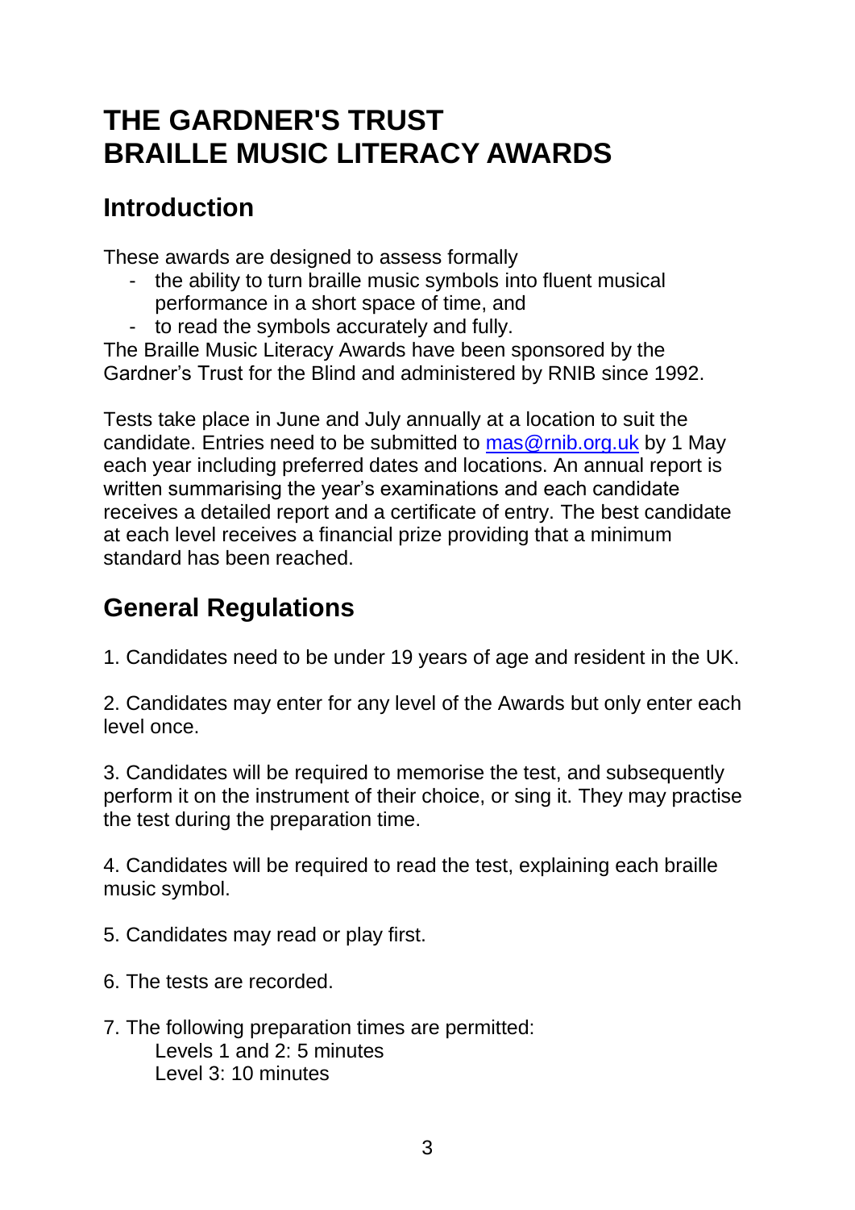# THE GARDNER'S TRUST BRAILLE MUSIC LITERACY AWARDS

## Introduction

These awards are designed to assess formally

- the ability to turn braille music symbols into fluent musical performance in a short space of time, and
- to read the symbols accurately and fully.

The Braille Music Literacy Awards have been sponsored by the Gardner’s Trust for the Blind and administered by RNIB since 1992.

Tests take place in June and July annually at a location to suit the candidate. Entries need to be submitted to [mas@rnib.org.uk](mailto:mas@rnib.org.uk) by 1 May each year including preferred dates and locations. An annual report is written summarising the year’s examinations and each candidate receives a detailed report and a certificate of entry. The best candidate at each level receives a financial prize providing that a minimum standard has been reached.

## General Regulations

1. Candidates need to be under 19 years of age and resident in the UK.

2. Candidates may enter for any level of the Awards but only enter each level once.

3. Candidates will be required to memorise the test, and subsequently perform it on the instrument of their choice, or sing it. They may practise the test during the preparation time.

4. Candidates will be required to read the test, explaining each braille music symbol.

5. Candidates may read or play first.

6. The tests are recorded.

7. The following preparation times are permitted:
   Levels 1 and 2: 5 minutes
   Level 3: 10 minutes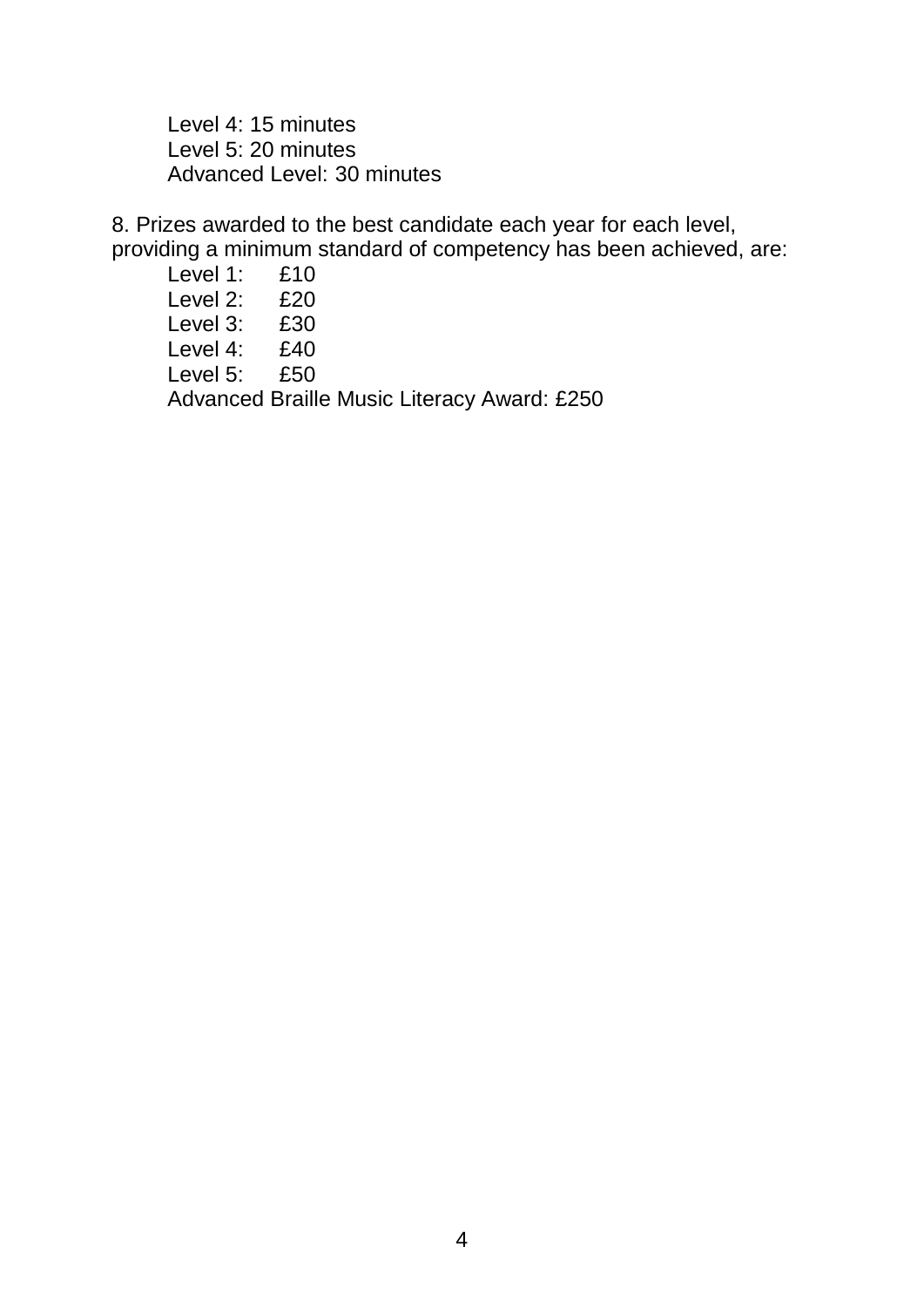Level 4: 15 minutes
Level 5: 20 minutes
Advanced Level: 30 minutes

8. Prizes awarded to the best candidate each year for each level, providing a minimum standard of competency has been achieved, are:

Level 1: £10
Level 2: £20
Level 3: £30
Level 4: £40
Level 5: £50
Advanced Braille Music Literacy Award: £250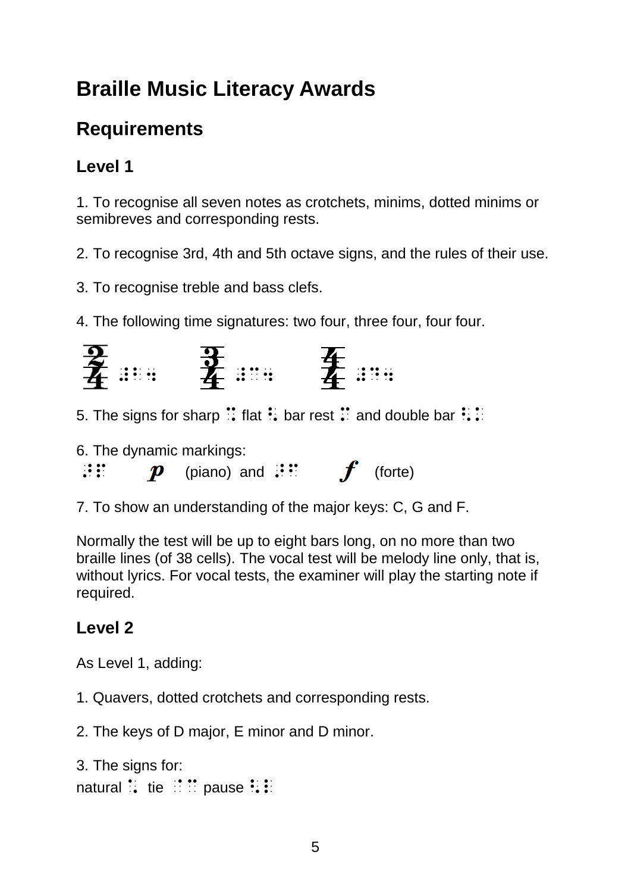# Braille Music Literacy Awards

## Requirements

### Level 1

1. To recognise all seven notes as crotchets, minims, dotted minims or semibreves and corresponding rests.

2. To recognise 3rd, 4th and 5th octave signs, and the rules of their use.

3. To recognise treble and bass clefs.

4. The following time signatures: two four, three four, four four.

$\frac{2}{4}$ ⠼⠃⠲ $\frac{3}{4}$ ⠼⠉⠲ $\frac{4}{4}$ ⠼⠙⠲

5. The signs for sharp ⠩ flat ⠣ bar rest ⠍ and double bar ⠣⠅

6. The dynamic markings:
⠜⠏ ***p*** (piano) and ⠜⠋ ***f*** (forte)

7. To show an understanding of the major keys: C, G and F.

Normally the test will be up to eight bars long, on no more than two braille lines (of 38 cells). The vocal test will be melody line only, that is, without lyrics. For vocal tests, the examiner will play the starting note if required.

### Level 2

As Level 1, adding:

1. Quavers, dotted crotchets and corresponding rests.

2. The keys of D major, E minor and D minor.

3. The signs for:
natural ⠡ tie ⠈⠉ pause ⠣⠇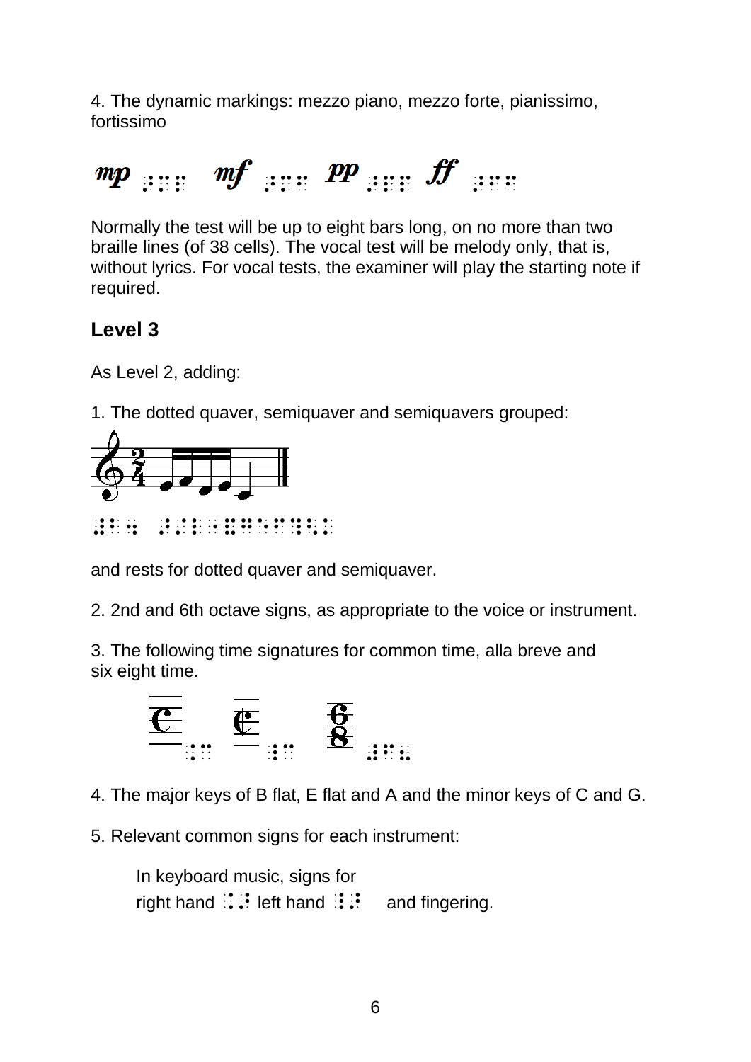4. The dynamic markings: mezzo piano, mezzo forte, pianissimo, fortissimo

*mp* ⠜⠍⠏ *mf* ⠜⠍⠋ *pp* ⠜⠏⠏ *ff* ⠜⠋⠋

Normally the test will be up to eight bars long, on no more than two braille lines (of 38 cells). The vocal test will be melody only, that is, without lyrics. For vocal tests, the examiner will play the starting note if required.

## Level 3

As Level 2, adding:

1. The dotted quaver, semiquaver and semiquavers grouped:

and rests for dotted quaver and semiquaver.

2. 2nd and 6th octave signs, as appropriate to the voice or instrument.

3. The following time signatures for common time, alla breve and six eight time.

4. The major keys of B flat, E flat and A and the minor keys of C and G.

5. Relevant common signs for each instrument:

   In keyboard music, signs for right hand ⠨⠜ left hand ⠸⠜ and fingering.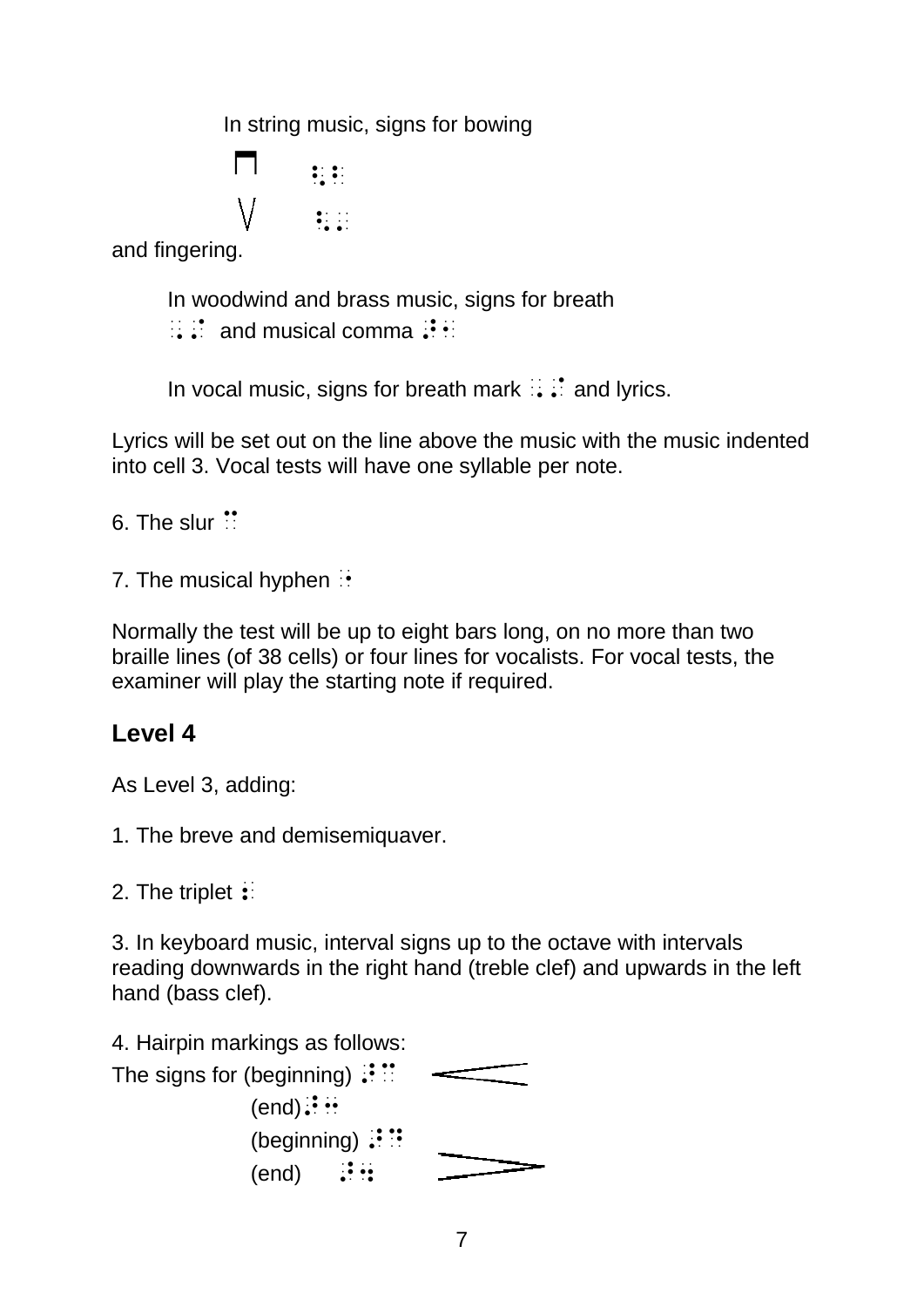In string music, signs for bowing

⊓ ⠣⠃

V ⠣⠜

and fingering.

In woodwind and brass music, signs for breath ⠠⠌ and musical comma ⠼⠂

In vocal music, signs for breath mark ⠠⠌ and lyrics.

Lyrics will be set out on the line above the music with the music indented into cell 3. Vocal tests will have one syllable per note.

6. The slur ⠉

7. The musical hyphen ⠐

Normally the test will be up to eight bars long, on no more than two braille lines (of 38 cells) or four lines for vocalists. For vocal tests, the examiner will play the starting note if required.

## Level 4

As Level 3, adding:

1. The breve and demisemiquaver.

2. The triplet ⠆

3. In keyboard music, interval signs up to the octave with intervals reading downwards in the right hand (treble clef) and upwards in the left hand (bass clef).

4. Hairpin markings as follows:

The signs for (beginning) ⠼⠉ <

(end) ⠼⠒

(beginning) ⠼⠛ >

(end) ⠼⠲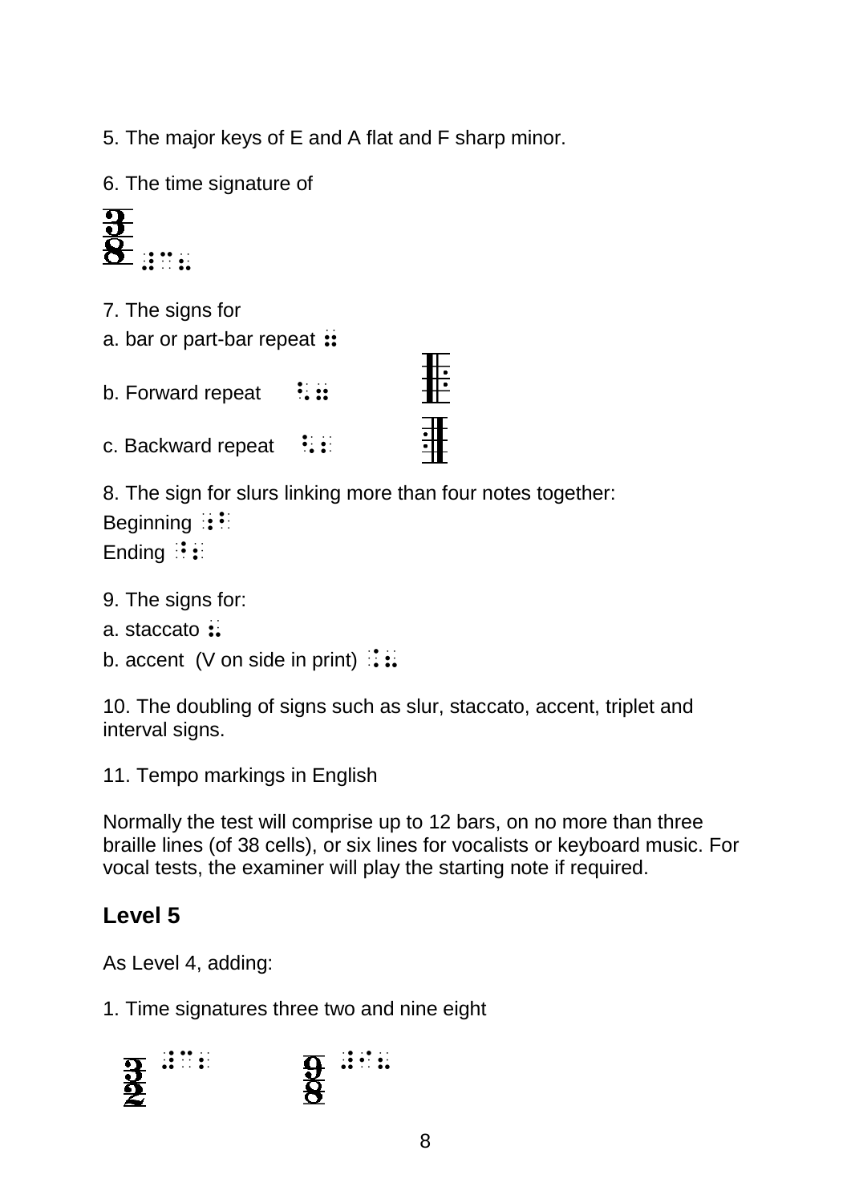5. The major keys of E and A flat and F sharp minor.

6. The time signature of

3/8 ⠼⠉⠦

7. The signs for

a. bar or part-bar repeat ⠶

b. Forward repeat ⠣⠶

c. Backward repeat ⠣⠆

8. The sign for slurs linking more than four notes together:

Beginning ⠰⠃

Ending ⠘⠆

9. The signs for:

a. staccato ⠦

b. accent (V on side in print) ⠨⠦

10. The doubling of signs such as slur, staccato, accent, triplet and interval signs.

11. Tempo markings in English

Normally the test will comprise up to 12 bars, on no more than three braille lines (of 38 cells), or six lines for vocalists or keyboard music. For vocal tests, the examiner will play the starting note if required.

## Level 5

As Level 4, adding:

1. Time signatures three two and nine eight

3/2 ⠼⠉⠆    9/8 ⠼⠊⠦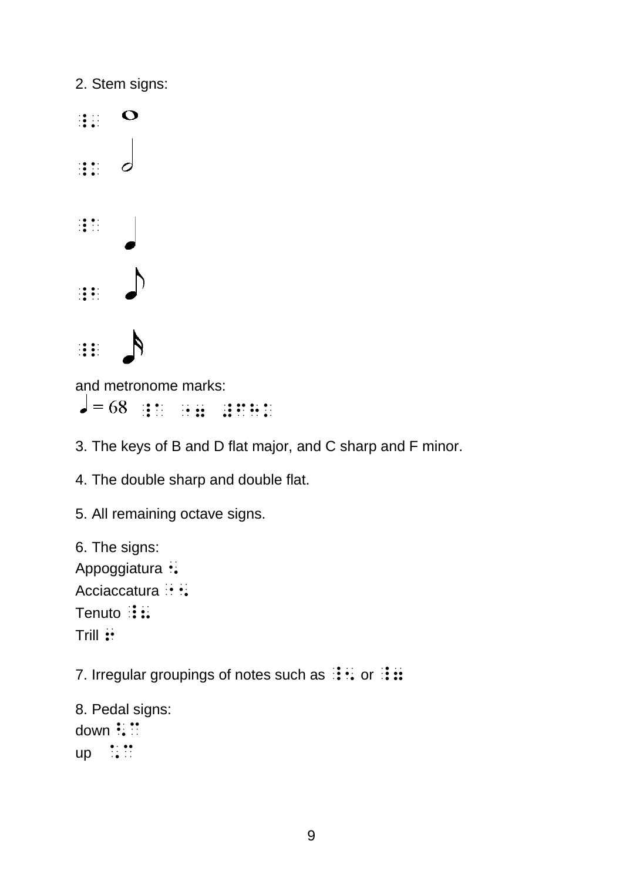2. Stem signs:

⠸⠄ 𝅝

⠸⠅ 𝅗𝅥

⠸⠁ ♩

⠸⠃ ♪

⠸⠇ 𝅘𝅥𝅯

and metronome marks:

♩ = 68 ⠸⠁ ⠐⠶ ⠼⠋⠓⠂

3. The keys of B and D flat major, and C sharp and F minor.

4. The double sharp and double flat.

5. All remaining octave signs.

6. The signs:
Appoggiatura ⠢
Acciaccatura ⠐⠢
Tenuto ⠸⠦
Trill ⠖

7. Irregular groupings of notes such as ⠸⠢ or ⠸⠶

8. Pedal signs:
down ⠣⠉
up ⠡⠉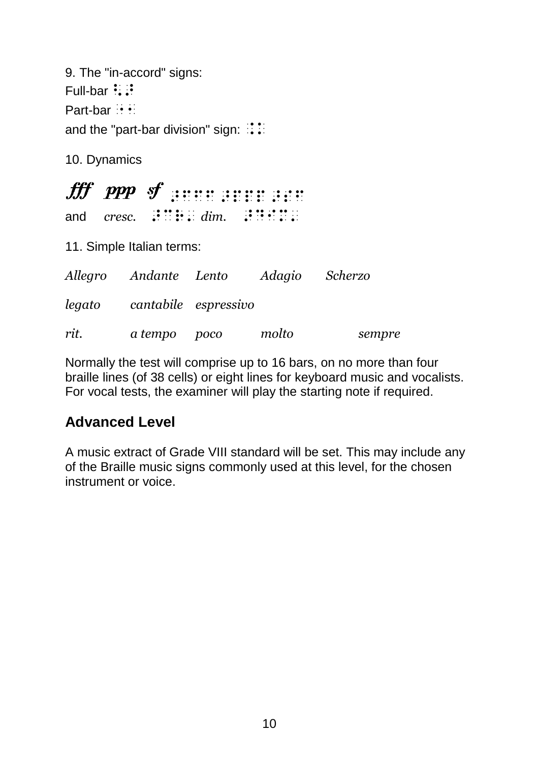9. The "in-accord" signs:

Full-bar ⠣⠜

Part-bar ⠐⠂

and the "part-bar division" sign: ⠨⠅

10. Dynamics

*fff* *ppp* *sf* ⠜⠋⠋⠋ ⠜⠏⠏⠏ ⠜⠎⠋

and *cresc.* ⠜⠉⠗⠄ *dim.* ⠜⠙⠊⠍⠄

11. Simple Italian terms:

*Allegro* *Andante* *Lento* *Adagio* *Scherzo*

*legato* *cantabile* *espressivo*

*rit.* *a tempo* *poco* *molto* *sempre*

Normally the test will comprise up to 16 bars, on no more than four braille lines (of 38 cells) or eight lines for keyboard music and vocalists. For vocal tests, the examiner will play the starting note if required.

## Advanced Level

A music extract of Grade VIII standard will be set. This may include any of the Braille music signs commonly used at this level, for the chosen instrument or voice.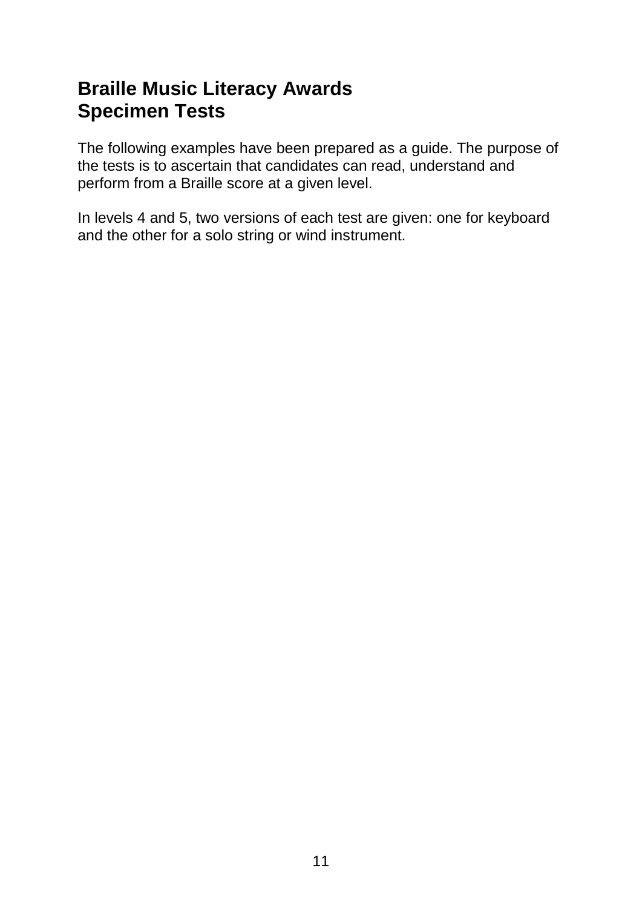# Braille Music Literacy Awards
# Specimen Tests

The following examples have been prepared as a guide. The purpose of the tests is to ascertain that candidates can read, understand and perform from a Braille score at a given level.

In levels 4 and 5, two versions of each test are given: one for keyboard and the other for a solo string or wind instrument.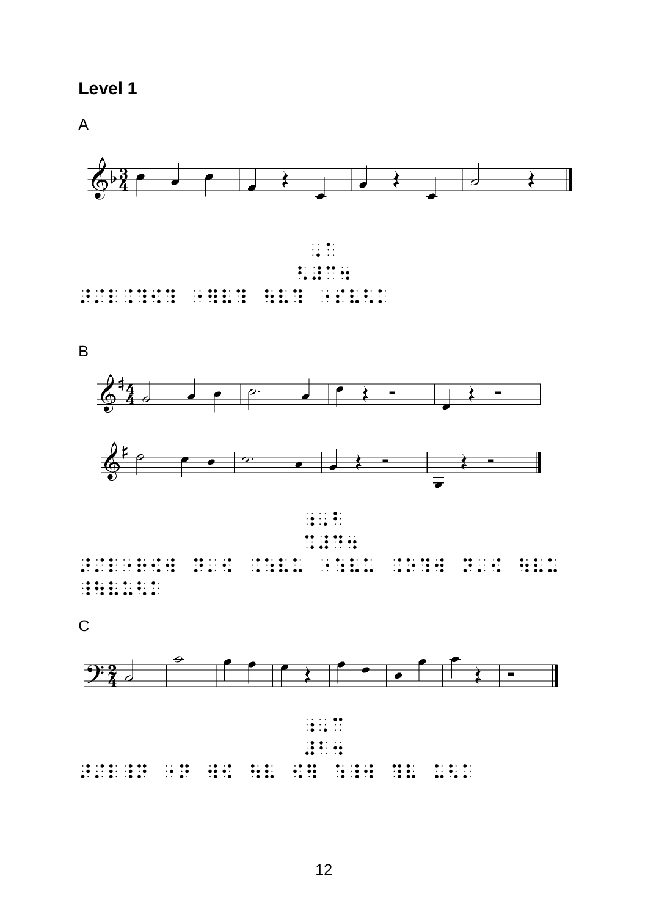## Level 1

A

B

C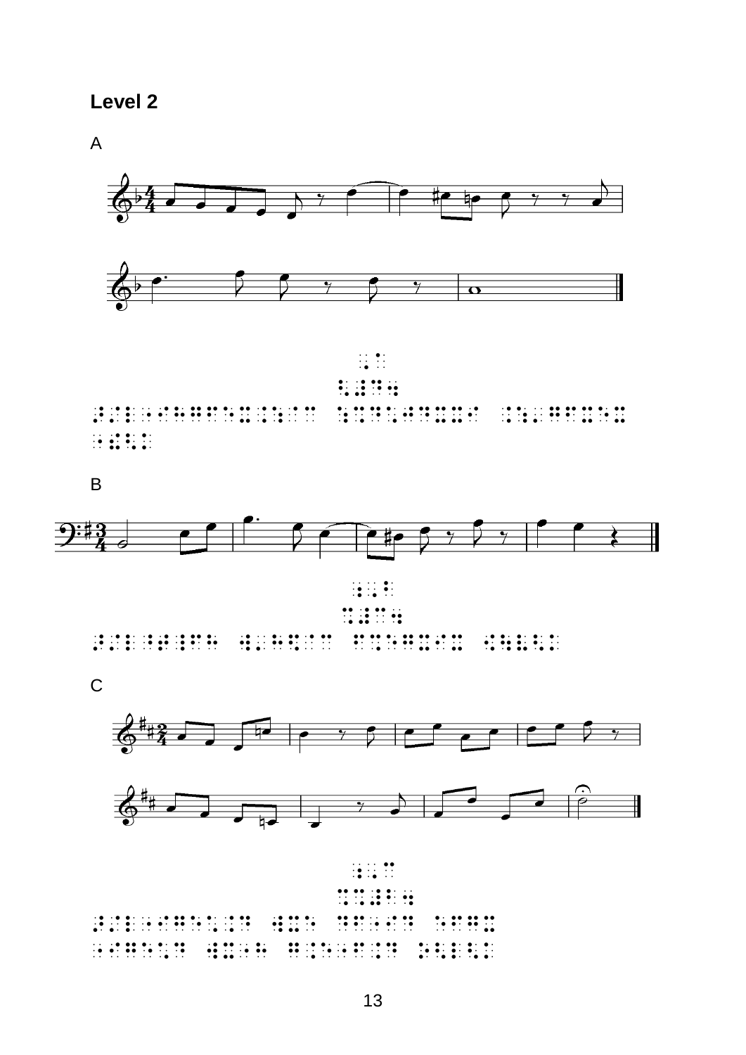## Level 2

A

B

C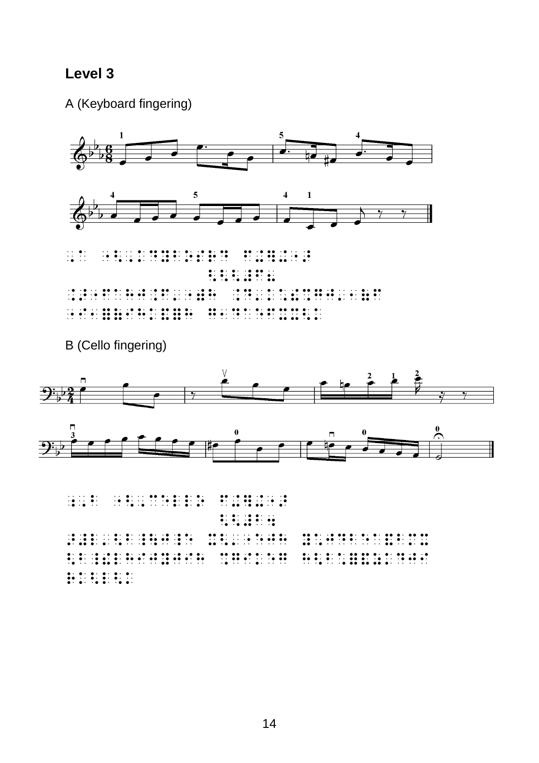## Level 3

A (Keyboard fingering)

B (Cello fingering)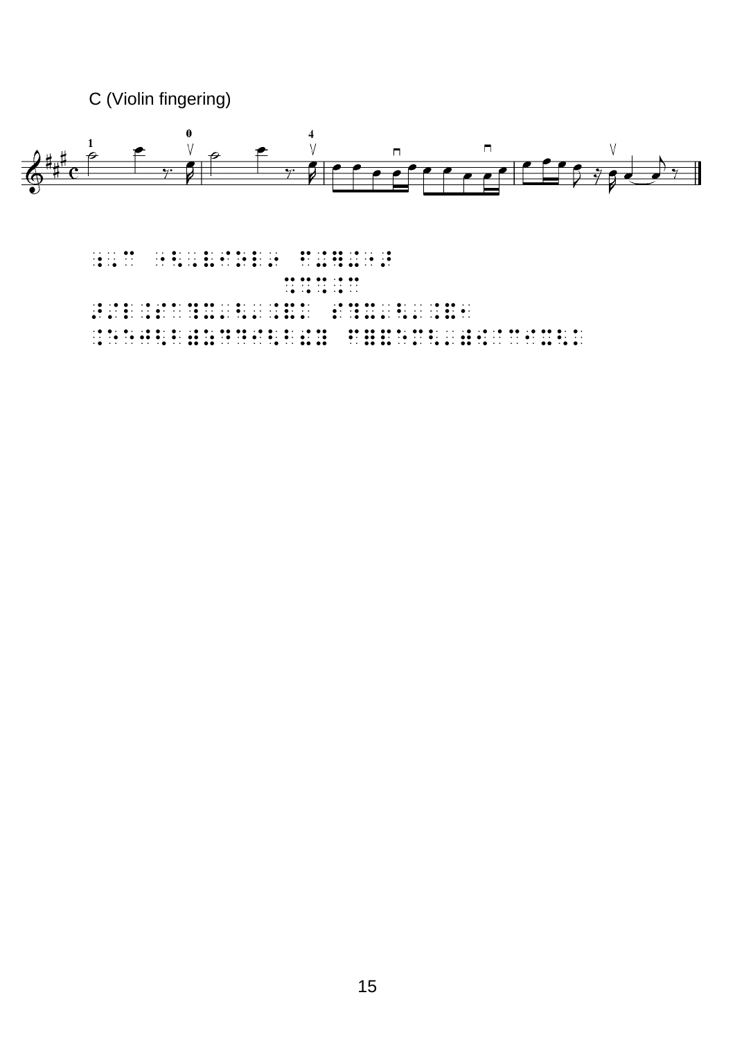C (Violin fingering)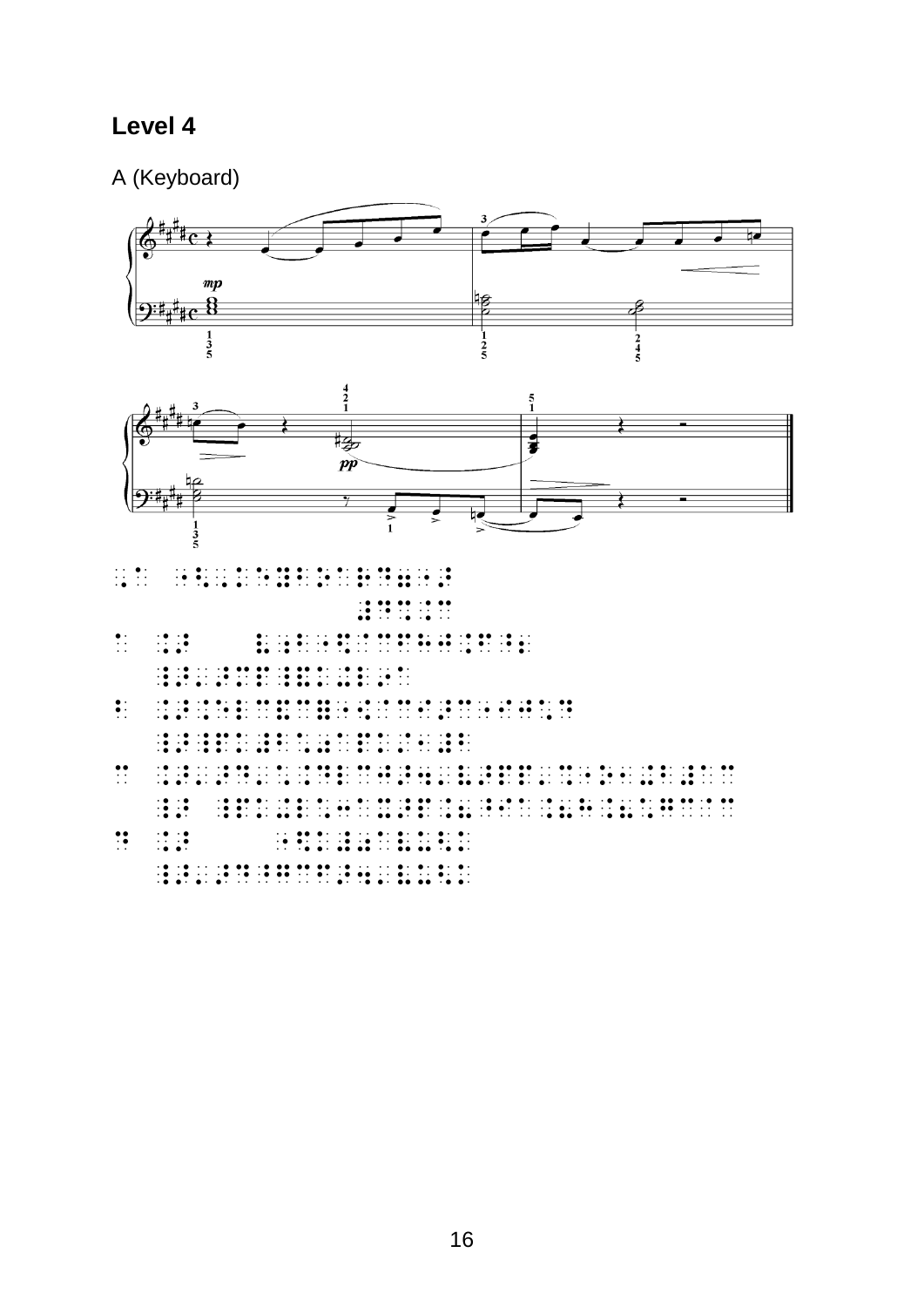## Level 4

A (Keyboard)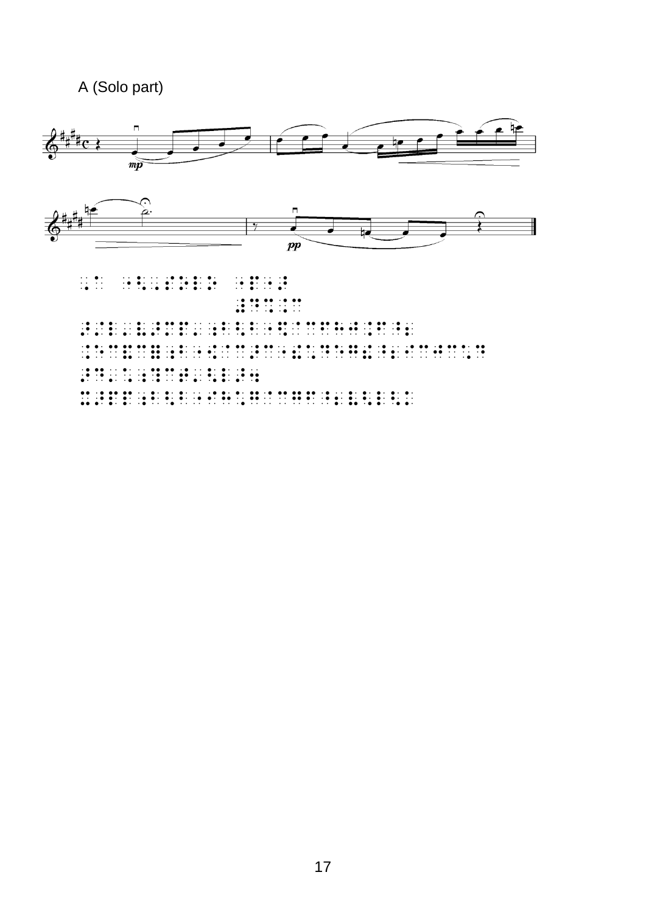A (Solo part)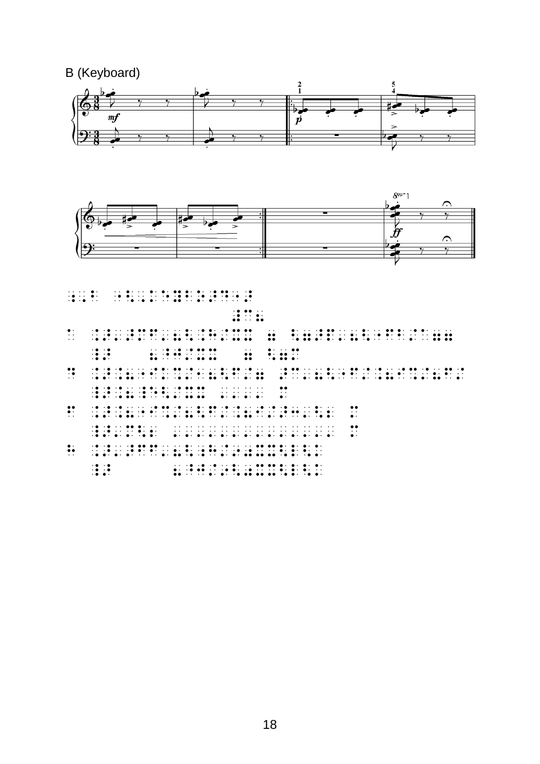B (Keyboard)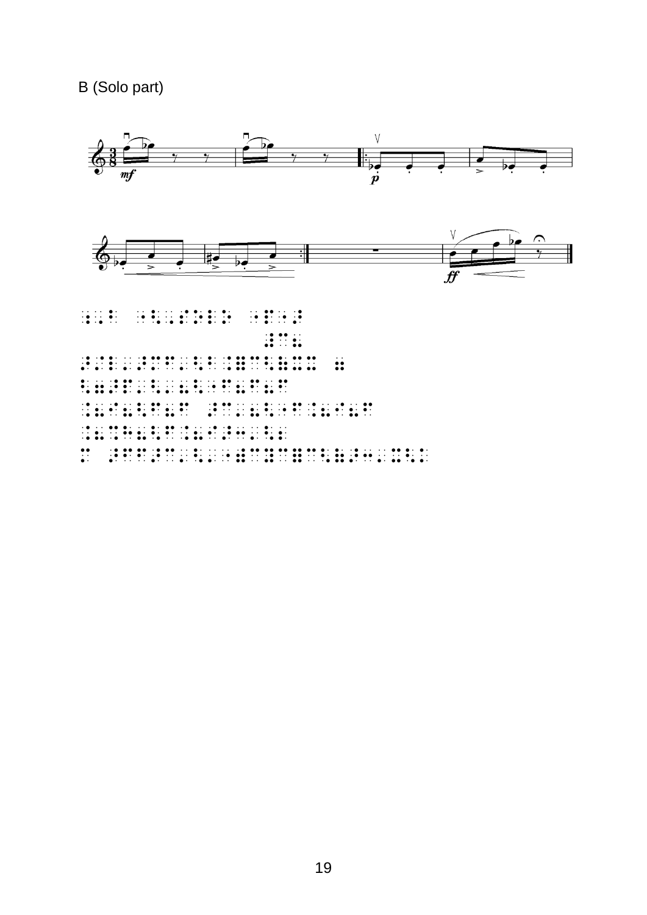B (Solo part)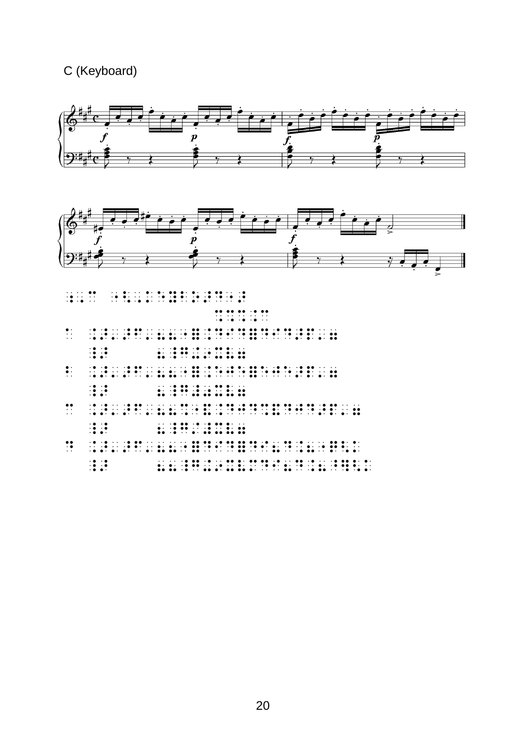C (Keyboard)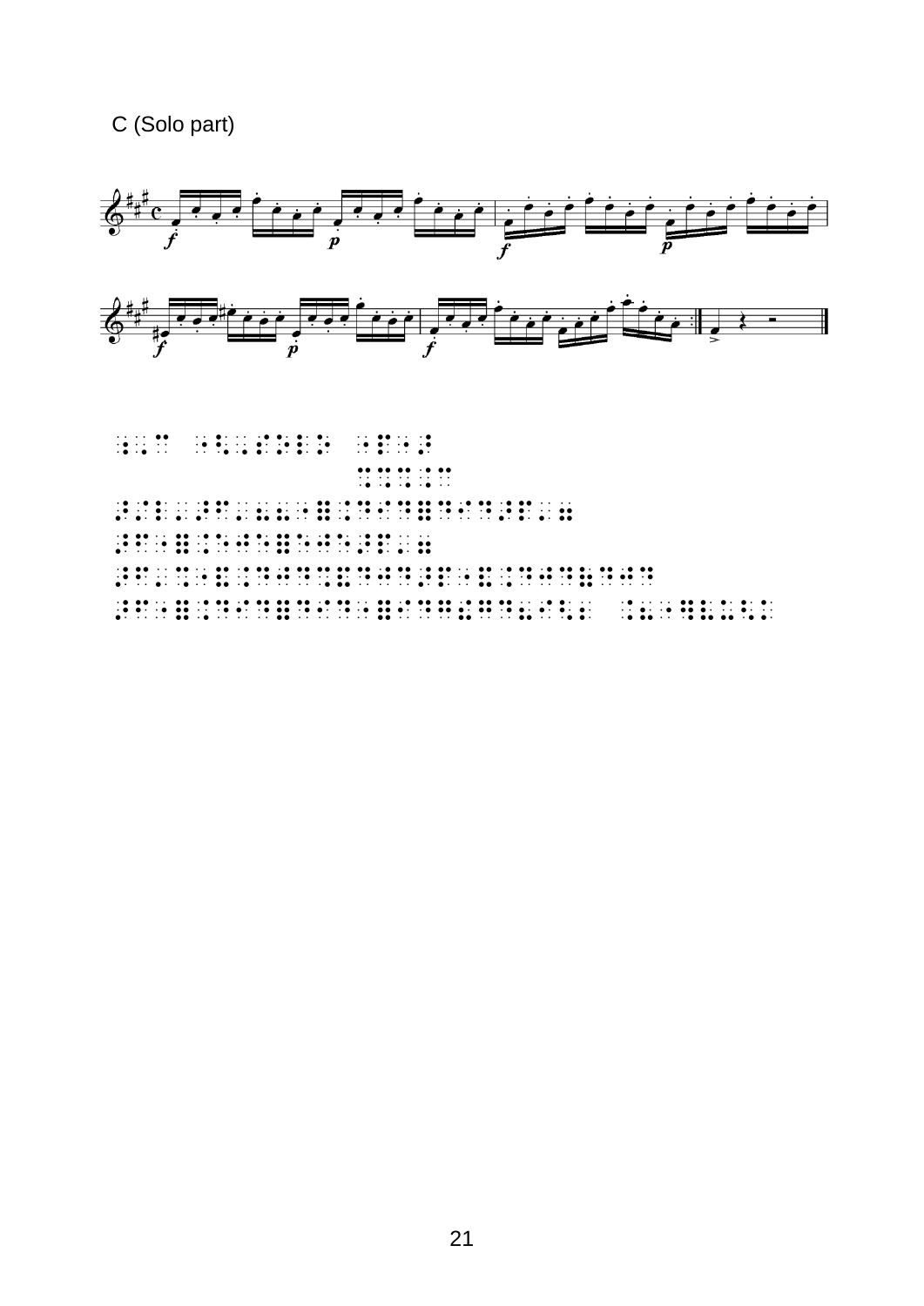C (Solo part)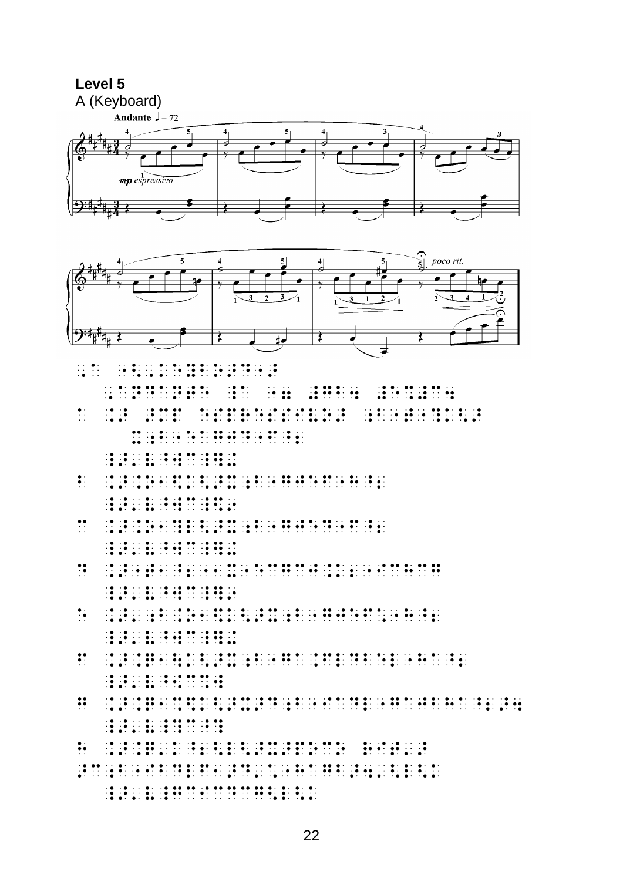**Level 5**

A (Keyboard)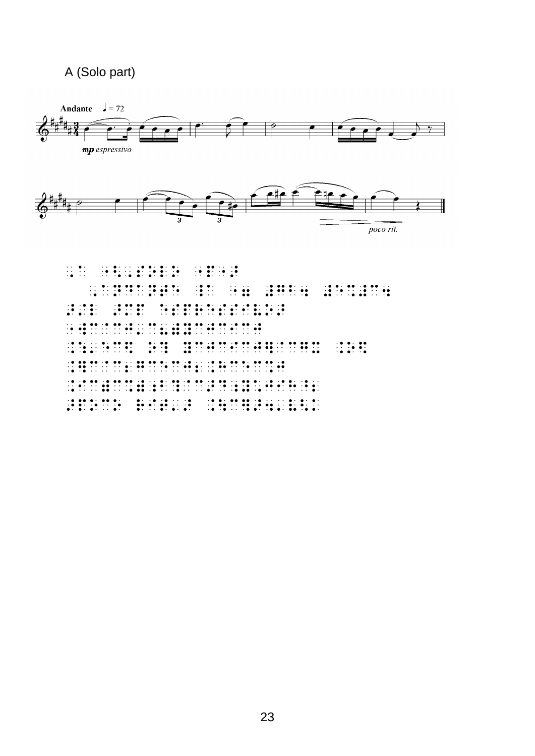A (Solo part)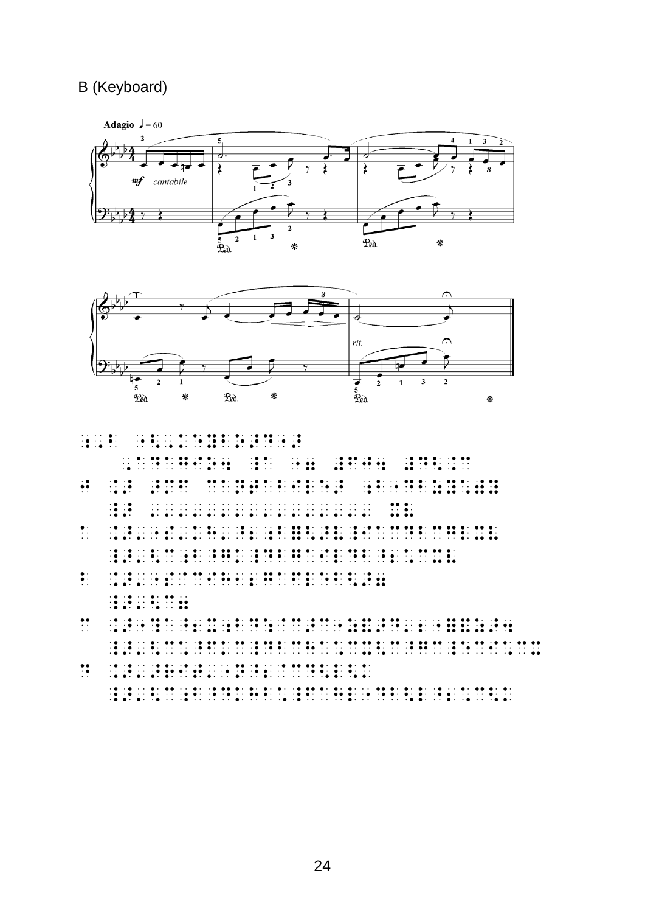B (Keyboard)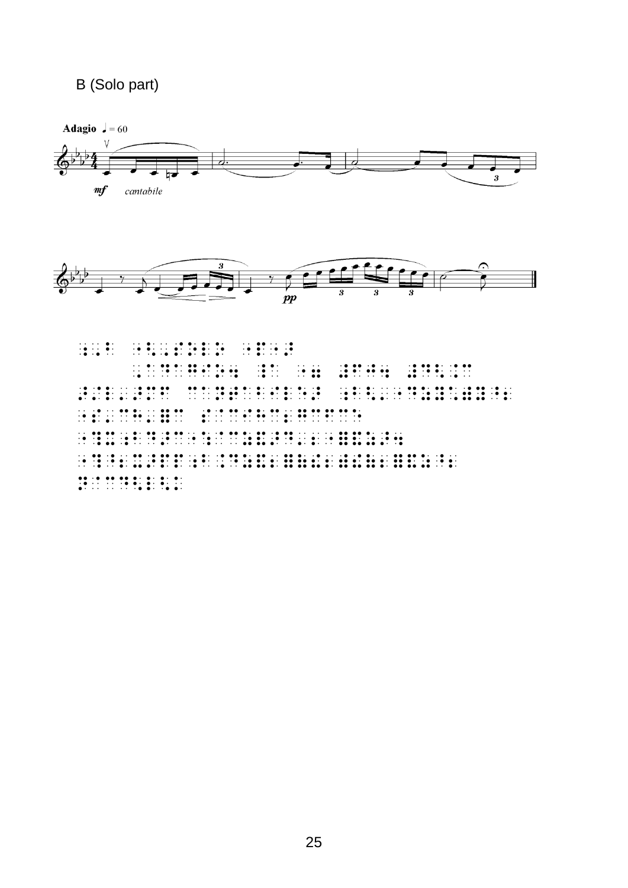B (Solo part)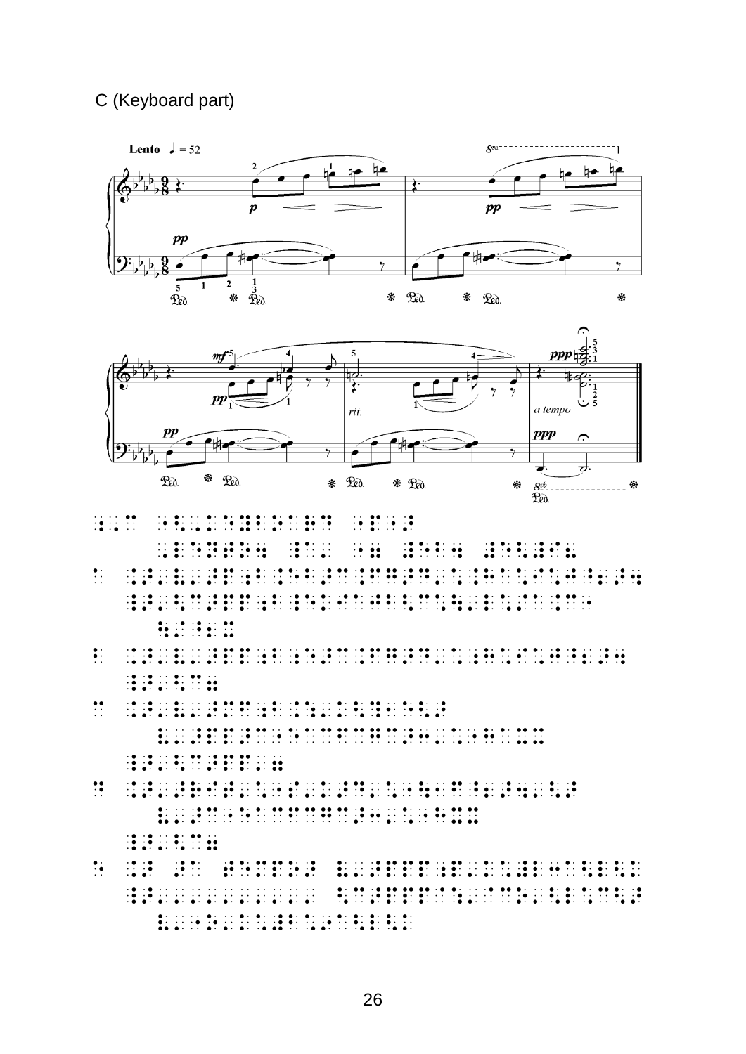C (Keyboard part)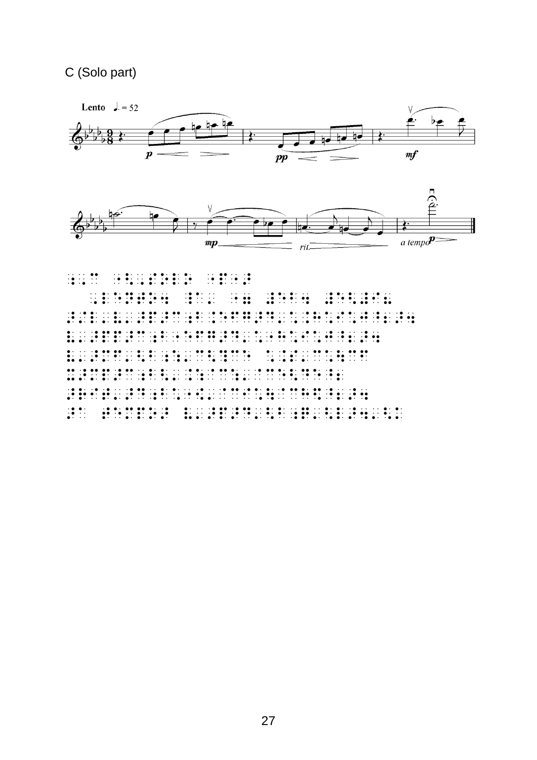C (Solo part)